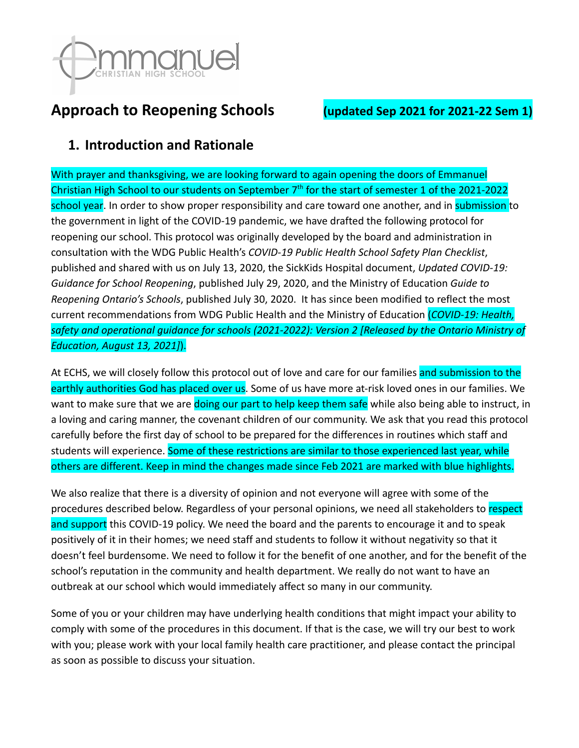Emmanuel Christian High School

# Approach to Reopening Schools **(updated Sep 2021 for 2021-22 Sem 1)**

## 1. Introduction and Rationale

With prayer and thanksgiving, we are looking forward to again opening the doors of Emmanuel Christian High School to our students on September 7th for the start of semester 1 of the 2021-2022 school year. In order to show proper responsibility and care toward one another, and in submission to the government in light of the COVID-19 pandemic, we have drafted the following protocol for reopening our school. This protocol was originally developed by the board and administration in consultation with the WDG Public Health's *COVID-19 Public Health School Safety Plan Checklist*, published and shared with us on July 13, 2020, the SickKids Hospital document, *Updated COVID-19: Guidance for School Reopening*, published July 29, 2020, and the Ministry of Education *Guide to Reopening Ontario's Schools*, published July 30, 2020. It has since been modified to reflect the most current recommendations from WDG Public Health and the Ministry of Education (*COVID-19: Health, safety and operational guidance for schools (2021-2022): Version 2 [Released by the Ontario Ministry of Education, August 13, 2021]*).

At ECHS, we will closely follow this protocol out of love and care for our families and submission to the earthly authorities God has placed over us. Some of us have more at-risk loved ones in our families. We want to make sure that we are doing our part to help keep them safe while also being able to instruct, in a loving and caring manner, the covenant children of our community. We ask that you read this protocol carefully before the first day of school to be prepared for the differences in routines which staff and students will experience. Some of these restrictions are similar to those experienced last year, while others are different. Keep in mind the changes made since Feb 2021 are marked with blue highlights.

We also realize that there is a diversity of opinion and not everyone will agree with some of the procedures described below. Regardless of your personal opinions, we need all stakeholders to respect and support this COVID-19 policy. We need the board and the parents to encourage it and to speak positively of it in their homes; we need staff and students to follow it without negativity so that it doesn't feel burdensome. We need to follow it for the benefit of one another, and for the benefit of the school's reputation in the community and health department. We really do not want to have an outbreak at our school which would immediately affect so many in our community.

Some of you or your children may have underlying health conditions that might impact your ability to comply with some of the procedures in this document. If that is the case, we will try our best to work with you; please work with your local family health care practitioner, and please contact the principal as soon as possible to discuss your situation.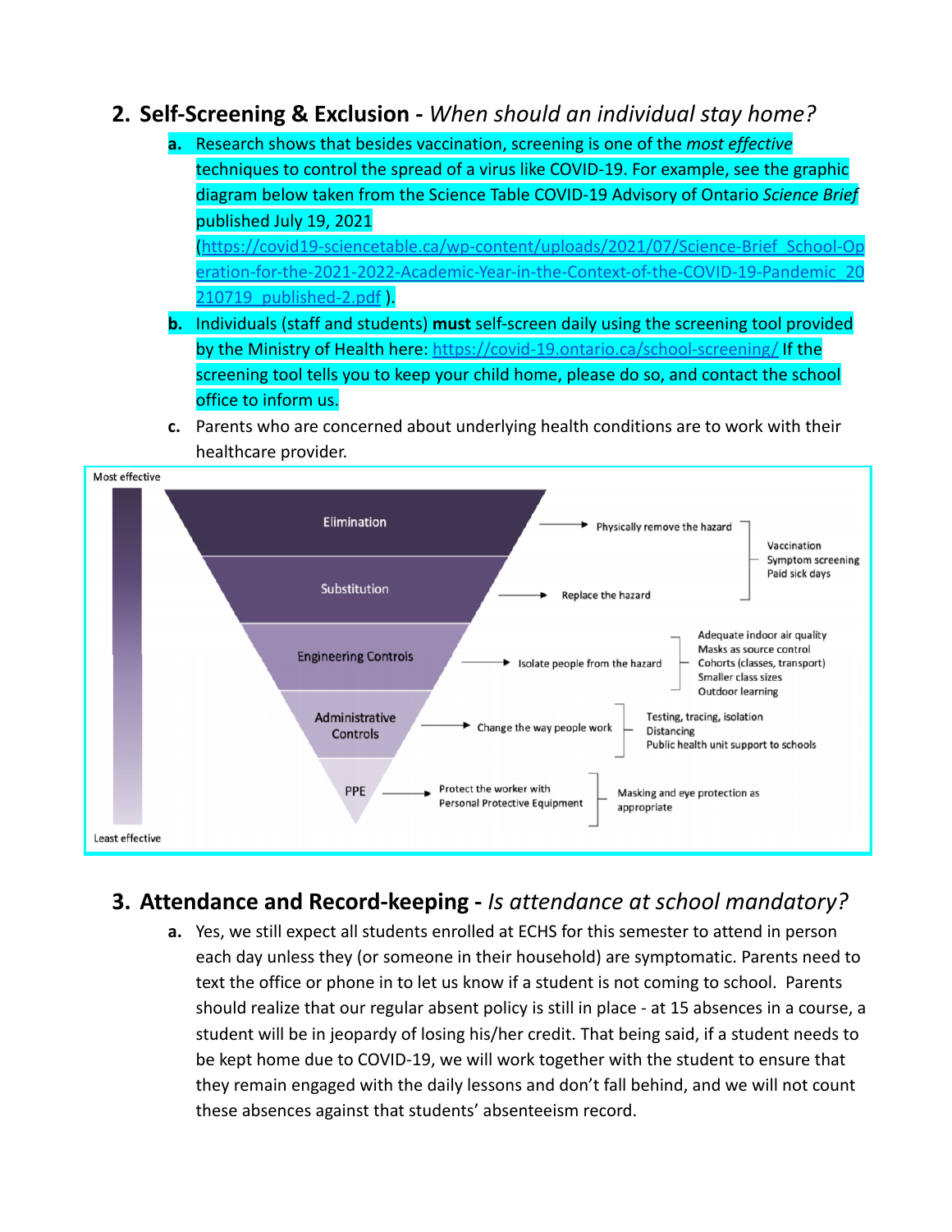## 2. Self-Screening & Exclusion - *When should an individual stay home?*

a. Research shows that besides vaccination, screening is one of the *most effective* techniques to control the spread of a virus like COVID-19. For example, see the graphic diagram below taken from the Science Table COVID-19 Advisory of Ontario *Science Brief* published July 19, 2021 (https://covid19-sciencetable.ca/wp-content/uploads/2021/07/Science-Brief_School-Operation-for-the-2021-2022-Academic-Year-in-the-Context-of-the-COVID-19-Pandemic_20210719_published-2.pdf ).

b. Individuals (staff and students) **must** self-screen daily using the screening tool provided by the Ministry of Health here: https://covid-19.ontario.ca/school-screening/ If the screening tool tells you to keep your child home, please do so, and contact the school office to inform us.

c. Parents who are concerned about underlying health conditions are to work with their healthcare provider.

Most effective

- **Elimination** → Physically remove the hazard
- **Substitution** → Replace the hazard
  - Vaccination; Symptom screening; Paid sick days
- **Engineering Controls** → Isolate people from the hazard
  - Adequate indoor air quality; Masks as source control; Cohorts (classes, transport); Smaller class sizes; Outdoor learning
- **Administrative Controls** → Change the way people work
  - Testing, tracing, isolation; Distancing; Public health unit support to schools
- **PPE** → Protect the worker with Personal Protective Equipment
  - Masking and eye protection as appropriate

Least effective

## 3. Attendance and Record-keeping - *Is attendance at school mandatory?*

a. Yes, we still expect all students enrolled at ECHS for this semester to attend in person each day unless they (or someone in their household) are symptomatic. Parents need to text the office or phone in to let us know if a student is not coming to school. Parents should realize that our regular absent policy is still in place - at 15 absences in a course, a student will be in jeopardy of losing his/her credit. That being said, if a student needs to be kept home due to COVID-19, we will work together with the student to ensure that they remain engaged with the daily lessons and don't fall behind, and we will not count these absences against that students' absenteeism record.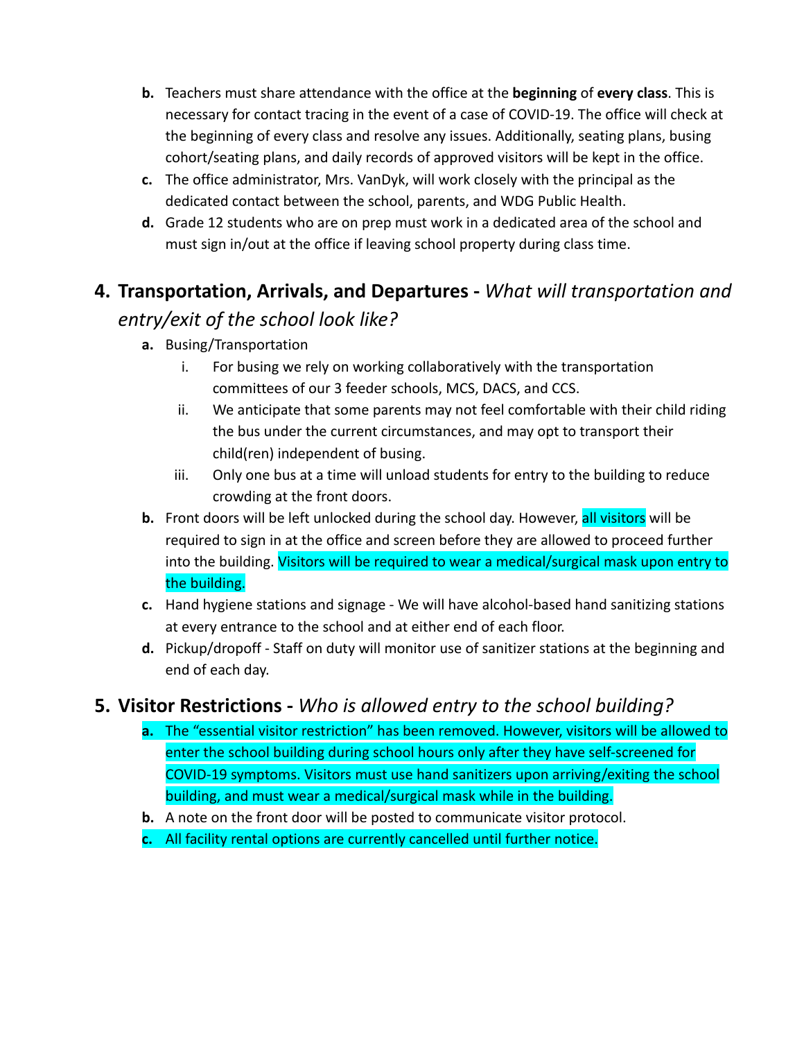b. Teachers must share attendance with the office at the **beginning** of **every class**. This is necessary for contact tracing in the event of a case of COVID-19. The office will check at the beginning of every class and resolve any issues. Additionally, seating plans, busing cohort/seating plans, and daily records of approved visitors will be kept in the office.

c. The office administrator, Mrs. VanDyk, will work closely with the principal as the dedicated contact between the school, parents, and WDG Public Health.

d. Grade 12 students who are on prep must work in a dedicated area of the school and must sign in/out at the office if leaving school property during class time.

## 4. Transportation, Arrivals, and Departures - *What will transportation and entry/exit of the school look like?*

a. Busing/Transportation

   i. For busing we rely on working collaboratively with the transportation committees of our 3 feeder schools, MCS, DACS, and CCS.

   ii. We anticipate that some parents may not feel comfortable with their child riding the bus under the current circumstances, and may opt to transport their child(ren) independent of busing.

   iii. Only one bus at a time will unload students for entry to the building to reduce crowding at the front doors.

b. Front doors will be left unlocked during the school day. However, all visitors will be required to sign in at the office and screen before they are allowed to proceed further into the building. Visitors will be required to wear a medical/surgical mask upon entry to the building.

c. Hand hygiene stations and signage - We will have alcohol-based hand sanitizing stations at every entrance to the school and at either end of each floor.

d. Pickup/dropoff - Staff on duty will monitor use of sanitizer stations at the beginning and end of each day.

## 5. Visitor Restrictions - *Who is allowed entry to the school building?*

a. The "essential visitor restriction" has been removed. However, visitors will be allowed to enter the school building during school hours only after they have self-screened for COVID-19 symptoms. Visitors must use hand sanitizers upon arriving/exiting the school building, and must wear a medical/surgical mask while in the building.

b. A note on the front door will be posted to communicate visitor protocol.

c. All facility rental options are currently cancelled until further notice.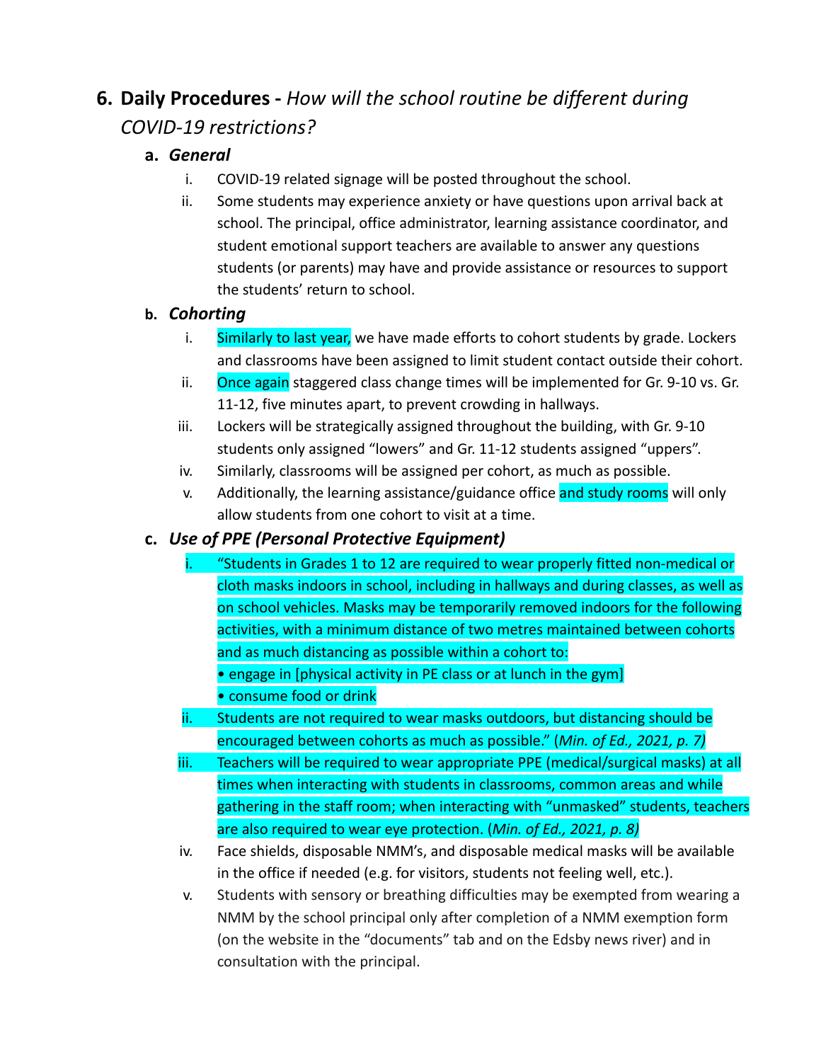## 6. Daily Procedures - *How will the school routine be different during COVID-19 restrictions?*

### a. *General*

i. COVID-19 related signage will be posted throughout the school.

ii. Some students may experience anxiety or have questions upon arrival back at school. The principal, office administrator, learning assistance coordinator, and student emotional support teachers are available to answer any questions students (or parents) may have and provide assistance or resources to support the students' return to school.

### b. *Cohorting*

i. Similarly to last year, we have made efforts to cohort students by grade. Lockers and classrooms have been assigned to limit student contact outside their cohort.

ii. Once again staggered class change times will be implemented for Gr. 9-10 vs. Gr. 11-12, five minutes apart, to prevent crowding in hallways.

iii. Lockers will be strategically assigned throughout the building, with Gr. 9-10 students only assigned "lowers" and Gr. 11-12 students assigned "uppers".

iv. Similarly, classrooms will be assigned per cohort, as much as possible.

v. Additionally, the learning assistance/guidance office and study rooms will only allow students from one cohort to visit at a time.

### c. *Use of PPE (Personal Protective Equipment)*

i. "Students in Grades 1 to 12 are required to wear properly fitted non-medical or cloth masks indoors in school, including in hallways and during classes, as well as on school vehicles. Masks may be temporarily removed indoors for the following activities, with a minimum distance of two metres maintained between cohorts and as much distancing as possible within a cohort to:
   - engage in [physical activity in PE class or at lunch in the gym]
   - consume food or drink

ii. Students are not required to wear masks outdoors, but distancing should be encouraged between cohorts as much as possible." (*Min. of Ed., 2021, p. 7)*

iii. Teachers will be required to wear appropriate PPE (medical/surgical masks) at all times when interacting with students in classrooms, common areas and while gathering in the staff room; when interacting with "unmasked" students, teachers are also required to wear eye protection. (*Min. of Ed., 2021, p. 8)*

iv. Face shields, disposable NMM's, and disposable medical masks will be available in the office if needed (e.g. for visitors, students not feeling well, etc.).

v. Students with sensory or breathing difficulties may be exempted from wearing a NMM by the school principal only after completion of a NMM exemption form (on the website in the "documents" tab and on the Edsby news river) and in consultation with the principal.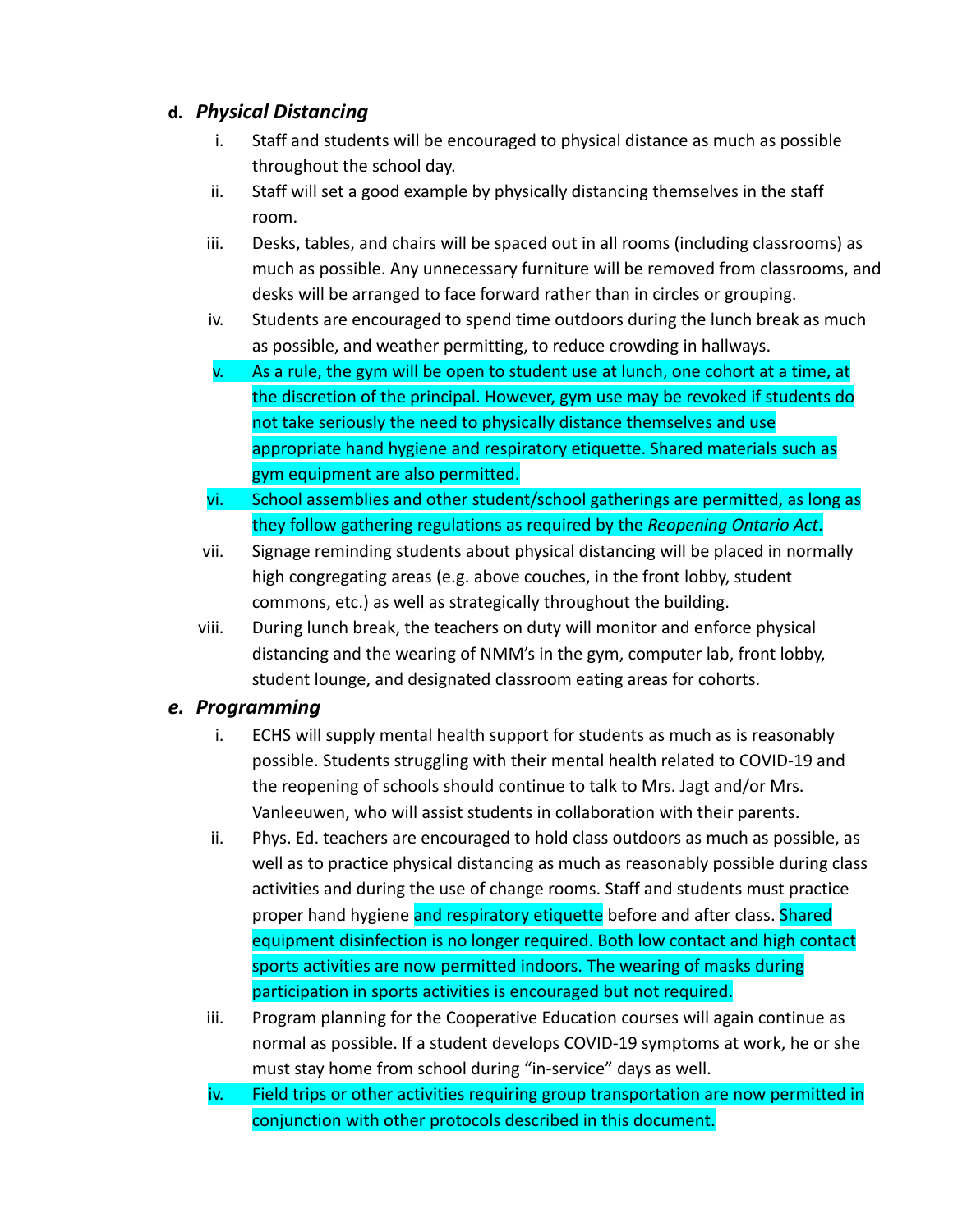### d. ***Physical Distancing***

i. Staff and students will be encouraged to physical distance as much as possible throughout the school day.

ii. Staff will set a good example by physically distancing themselves in the staff room.

iii. Desks, tables, and chairs will be spaced out in all rooms (including classrooms) as much as possible. Any unnecessary furniture will be removed from classrooms, and desks will be arranged to face forward rather than in circles or grouping.

iv. Students are encouraged to spend time outdoors during the lunch break as much as possible, and weather permitting, to reduce crowding in hallways.

v. As a rule, the gym will be open to student use at lunch, one cohort at a time, at the discretion of the principal. However, gym use may be revoked if students do not take seriously the need to physically distance themselves and use appropriate hand hygiene and respiratory etiquette. Shared materials such as gym equipment are also permitted.

vi. School assemblies and other student/school gatherings are permitted, as long as they follow gathering regulations as required by the *Reopening Ontario Act*.

vii. Signage reminding students about physical distancing will be placed in normally high congregating areas (e.g. above couches, in the front lobby, student commons, etc.) as well as strategically throughout the building.

viii. During lunch break, the teachers on duty will monitor and enforce physical distancing and the wearing of NMM's in the gym, computer lab, front lobby, student lounge, and designated classroom eating areas for cohorts.

### *e. Programming*

i. ECHS will supply mental health support for students as much as is reasonably possible. Students struggling with their mental health related to COVID-19 and the reopening of schools should continue to talk to Mrs. Jagt and/or Mrs. Vanleeuwen, who will assist students in collaboration with their parents.

ii. Phys. Ed. teachers are encouraged to hold class outdoors as much as possible, as well as to practice physical distancing as much as reasonably possible during class activities and during the use of change rooms. Staff and students must practice proper hand hygiene and respiratory etiquette before and after class. Shared equipment disinfection is no longer required. Both low contact and high contact sports activities are now permitted indoors. The wearing of masks during participation in sports activities is encouraged but not required.

iii. Program planning for the Cooperative Education courses will again continue as normal as possible. If a student develops COVID-19 symptoms at work, he or she must stay home from school during "in-service" days as well.

iv. Field trips or other activities requiring group transportation are now permitted in conjunction with other protocols described in this document.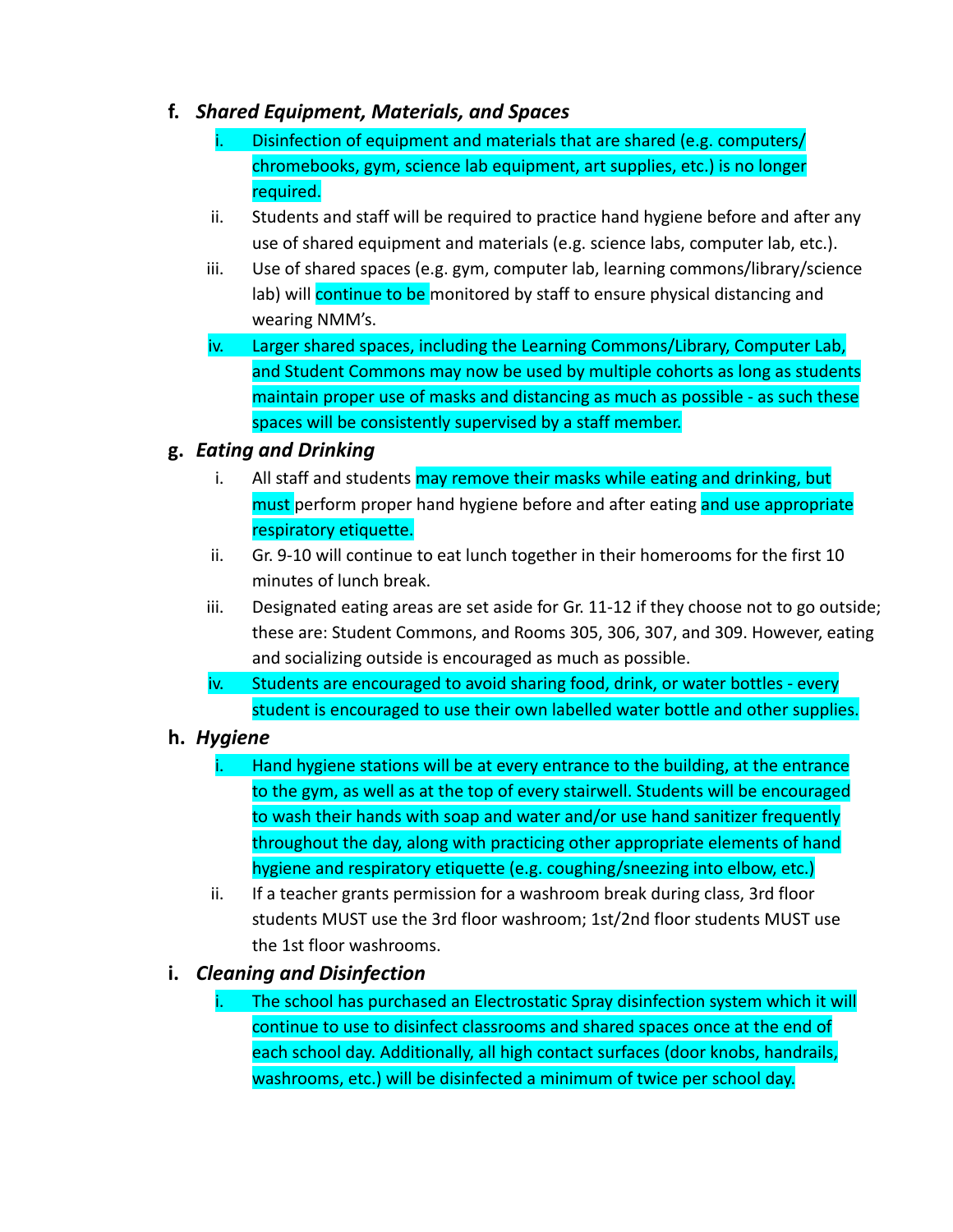**f. *Shared Equipment, Materials, and Spaces***

i. Disinfection of equipment and materials that are shared (e.g. computers/ chromebooks, gym, science lab equipment, art supplies, etc.) is no longer required.

ii. Students and staff will be required to practice hand hygiene before and after any use of shared equipment and materials (e.g. science labs, computer lab, etc.).

iii. Use of shared spaces (e.g. gym, computer lab, learning commons/library/science lab) will continue to be monitored by staff to ensure physical distancing and wearing NMM's.

iv. Larger shared spaces, including the Learning Commons/Library, Computer Lab, and Student Commons may now be used by multiple cohorts as long as students maintain proper use of masks and distancing as much as possible - as such these spaces will be consistently supervised by a staff member.

**g. *Eating and Drinking***

i. All staff and students may remove their masks while eating and drinking, but must perform proper hand hygiene before and after eating and use appropriate respiratory etiquette.

ii. Gr. 9-10 will continue to eat lunch together in their homerooms for the first 10 minutes of lunch break.

iii. Designated eating areas are set aside for Gr. 11-12 if they choose not to go outside; these are: Student Commons, and Rooms 305, 306, 307, and 309. However, eating and socializing outside is encouraged as much as possible.

iv. Students are encouraged to avoid sharing food, drink, or water bottles - every student is encouraged to use their own labelled water bottle and other supplies.

**h. *Hygiene***

i. Hand hygiene stations will be at every entrance to the building, at the entrance to the gym, as well as at the top of every stairwell. Students will be encouraged to wash their hands with soap and water and/or use hand sanitizer frequently throughout the day, along with practicing other appropriate elements of hand hygiene and respiratory etiquette (e.g. coughing/sneezing into elbow, etc.)

ii. If a teacher grants permission for a washroom break during class, 3rd floor students MUST use the 3rd floor washroom; 1st/2nd floor students MUST use the 1st floor washrooms.

**i. *Cleaning and Disinfection***

i. The school has purchased an Electrostatic Spray disinfection system which it will continue to use to disinfect classrooms and shared spaces once at the end of each school day. Additionally, all high contact surfaces (door knobs, handrails, washrooms, etc.) will be disinfected a minimum of twice per school day.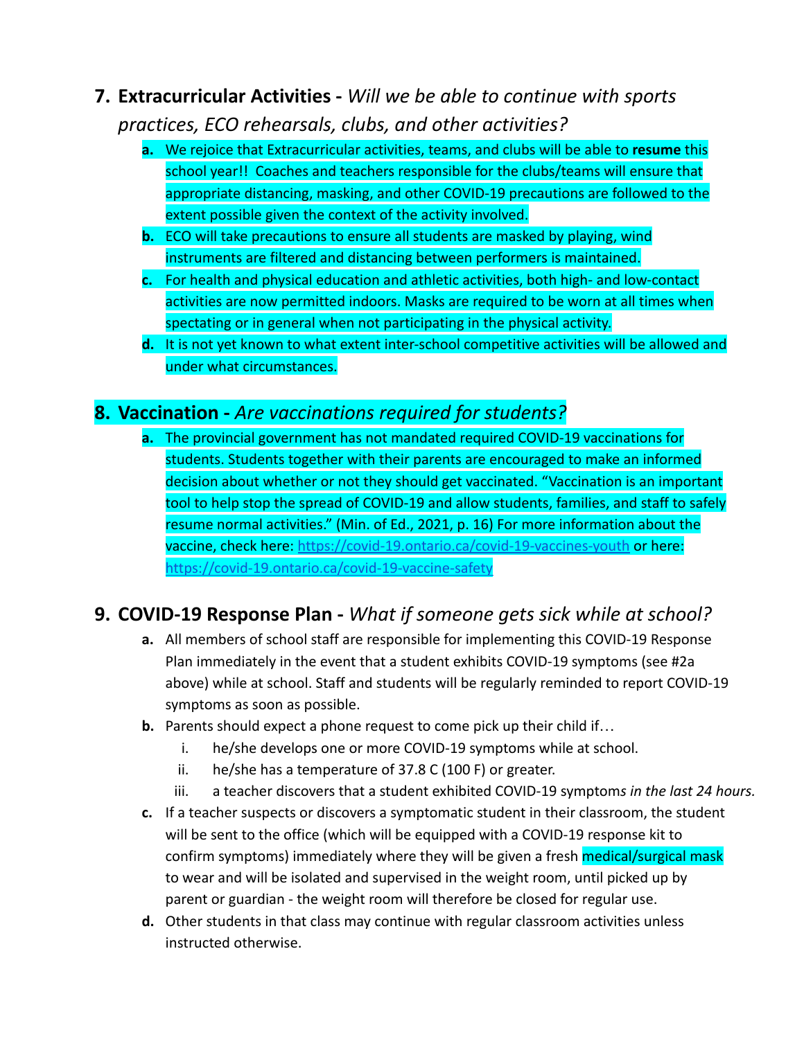## 7. Extracurricular Activities - *Will we be able to continue with sports practices, ECO rehearsals, clubs, and other activities?*

   a. We rejoice that Extracurricular activities, teams, and clubs will be able to **resume** this school year!! Coaches and teachers responsible for the clubs/teams will ensure that appropriate distancing, masking, and other COVID-19 precautions are followed to the extent possible given the context of the activity involved.

   b. ECO will take precautions to ensure all students are masked by playing, wind instruments are filtered and distancing between performers is maintained.

   c. For health and physical education and athletic activities, both high- and low-contact activities are now permitted indoors. Masks are required to be worn at all times when spectating or in general when not participating in the physical activity.

   d. It is not yet known to what extent inter-school competitive activities will be allowed and under what circumstances.

## 8. Vaccination - *Are vaccinations required for students?*

   a. The provincial government has not mandated required COVID-19 vaccinations for students. Students together with their parents are encouraged to make an informed decision about whether or not they should get vaccinated. "Vaccination is an important tool to help stop the spread of COVID-19 and allow students, families, and staff to safely resume normal activities." (Min. of Ed., 2021, p. 16) For more information about the vaccine, check here: https://covid-19.ontario.ca/covid-19-vaccines-youth or here: https://covid-19.ontario.ca/covid-19-vaccine-safety

## 9. COVID-19 Response Plan - *What if someone gets sick while at school?*

   a. All members of school staff are responsible for implementing this COVID-19 Response Plan immediately in the event that a student exhibits COVID-19 symptoms (see #2a above) while at school. Staff and students will be regularly reminded to report COVID-19 symptoms as soon as possible.

   b. Parents should expect a phone request to come pick up their child if…

      i. he/she develops one or more COVID-19 symptoms while at school.

      ii. he/she has a temperature of 37.8 C (100 F) or greater.

      iii. a teacher discovers that a student exhibited COVID-19 symptom*s in the last 24 hours.*

   c. If a teacher suspects or discovers a symptomatic student in their classroom, the student will be sent to the office (which will be equipped with a COVID-19 response kit to confirm symptoms) immediately where they will be given a fresh medical/surgical mask to wear and will be isolated and supervised in the weight room, until picked up by parent or guardian - the weight room will therefore be closed for regular use.

   d. Other students in that class may continue with regular classroom activities unless instructed otherwise.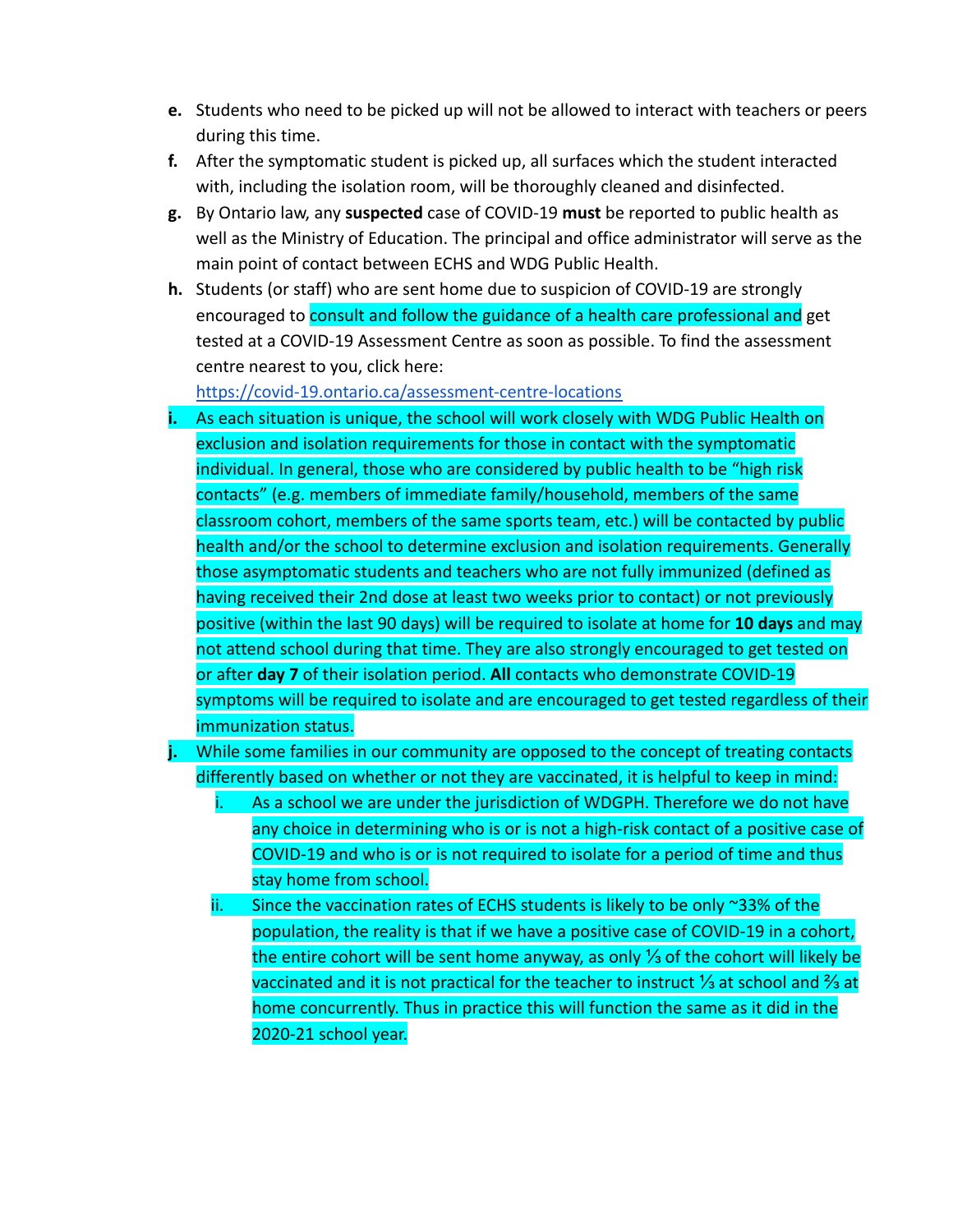e. Students who need to be picked up will not be allowed to interact with teachers or peers during this time.

f. After the symptomatic student is picked up, all surfaces which the student interacted with, including the isolation room, will be thoroughly cleaned and disinfected.

g. By Ontario law, any **suspected** case of COVID-19 **must** be reported to public health as well as the Ministry of Education. The principal and office administrator will serve as the main point of contact between ECHS and WDG Public Health.

h. Students (or staff) who are sent home due to suspicion of COVID-19 are strongly encouraged to consult and follow the guidance of a health care professional and get tested at a COVID-19 Assessment Centre as soon as possible. To find the assessment centre nearest to you, click here: https://covid-19.ontario.ca/assessment-centre-locations

i. As each situation is unique, the school will work closely with WDG Public Health on exclusion and isolation requirements for those in contact with the symptomatic individual. In general, those who are considered by public health to be "high risk contacts" (e.g. members of immediate family/household, members of the same classroom cohort, members of the same sports team, etc.) will be contacted by public health and/or the school to determine exclusion and isolation requirements. Generally those asymptomatic students and teachers who are not fully immunized (defined as having received their 2nd dose at least two weeks prior to contact) or not previously positive (within the last 90 days) will be required to isolate at home for **10 days** and may not attend school during that time. They are also strongly encouraged to get tested on or after **day 7** of their isolation period. **All** contacts who demonstrate COVID-19 symptoms will be required to isolate and are encouraged to get tested regardless of their immunization status.

j. While some families in our community are opposed to the concept of treating contacts differently based on whether or not they are vaccinated, it is helpful to keep in mind:
   i. As a school we are under the jurisdiction of WDGPH. Therefore we do not have any choice in determining who is or is not a high-risk contact of a positive case of COVID-19 and who is or is not required to isolate for a period of time and thus stay home from school.
   ii. Since the vaccination rates of ECHS students is likely to be only ~33% of the population, the reality is that if we have a positive case of COVID-19 in a cohort, the entire cohort will be sent home anyway, as only ⅓ of the cohort will likely be vaccinated and it is not practical for the teacher to instruct ⅓ at school and ⅔ at home concurrently. Thus in practice this will function the same as it did in the 2020-21 school year.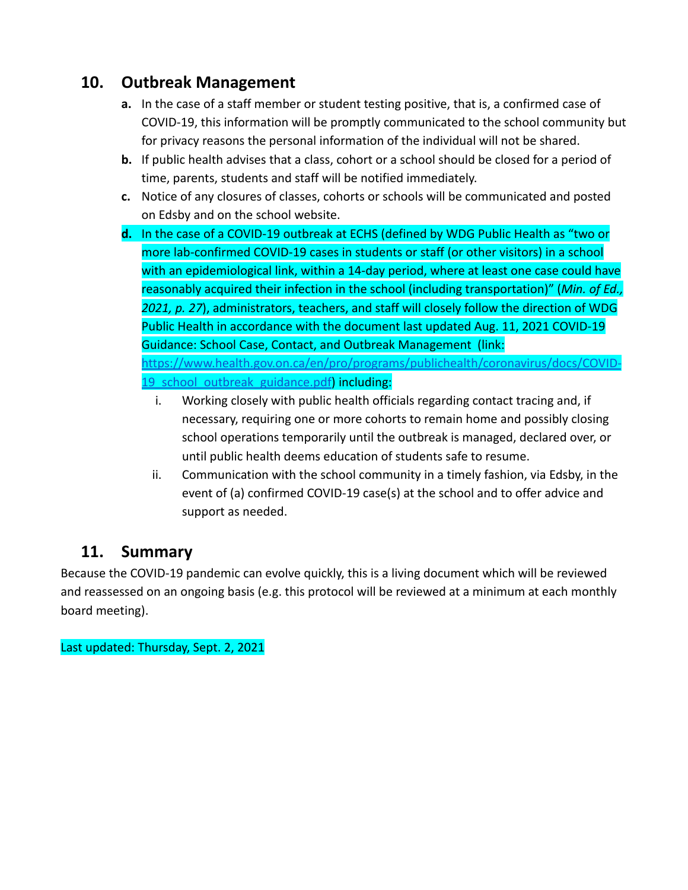## 10. Outbreak Management

**a.** In the case of a staff member or student testing positive, that is, a confirmed case of COVID-19, this information will be promptly communicated to the school community but for privacy reasons the personal information of the individual will not be shared.

**b.** If public health advises that a class, cohort or a school should be closed for a period of time, parents, students and staff will be notified immediately.

**c.** Notice of any closures of classes, cohorts or schools will be communicated and posted on Edsby and on the school website.

**d.** In the case of a COVID-19 outbreak at ECHS (defined by WDG Public Health as "two or more lab-confirmed COVID-19 cases in students or staff (or other visitors) in a school with an epidemiological link, within a 14-day period, where at least one case could have reasonably acquired their infection in the school (including transportation)" (*Min. of Ed., 2021, p. 27*), administrators, teachers, and staff will closely follow the direction of WDG Public Health in accordance with the document last updated Aug. 11, 2021 COVID-19 Guidance: School Case, Contact, and Outbreak Management (link: [https://www.health.gov.on.ca/en/pro/programs/publichealth/coronavirus/docs/COVID-19_school_outbreak_guidance.pdf](https://www.health.gov.on.ca/en/pro/programs/publichealth/coronavirus/docs/COVID-19_school_outbreak_guidance.pdf)) including:

   i. Working closely with public health officials regarding contact tracing and, if necessary, requiring one or more cohorts to remain home and possibly closing school operations temporarily until the outbreak is managed, declared over, or until public health deems education of students safe to resume.

   ii. Communication with the school community in a timely fashion, via Edsby, in the event of (a) confirmed COVID-19 case(s) at the school and to offer advice and support as needed.

## 11. Summary

Because the COVID-19 pandemic can evolve quickly, this is a living document which will be reviewed and reassessed on an ongoing basis (e.g. this protocol will be reviewed at a minimum at each monthly board meeting).

Last updated: Thursday, Sept. 2, 2021